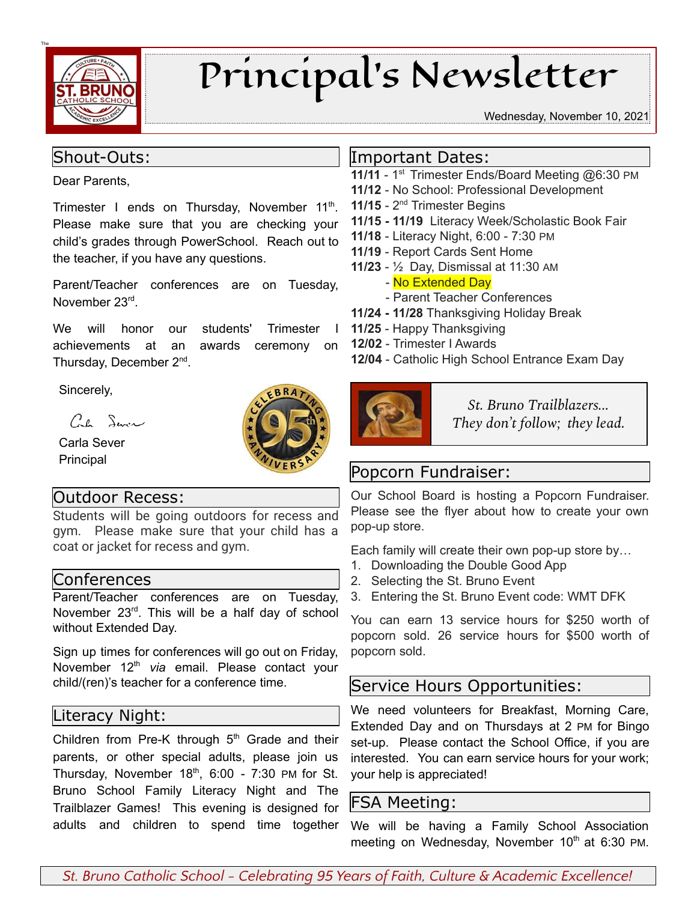# Principal's Newsletter

Wednesday, November 10, 2021

## Shout-Outs:

Dear Parents,

Trimester I ends on Thursday, November 11th. Please make sure that you are checking your child's grades through PowerSchool. Reach out to the teacher, if you have any questions.

Parent/Teacher conferences are on Tuesday, November 23rd.

We will honor our students' Trimester I achievements at an awards ceremony on Thursday, December 2nd.

Sincerely,

Carla Sever
Principal

## Outdoor Recess:

Students will be going outdoors for recess and gym. Please make sure that your child has a coat or jacket for recess and gym.

## Conferences

Parent/Teacher conferences are on Tuesday, November 23rd. This will be a half day of school without Extended Day.

Sign up times for conferences will go out on Friday, November 12th *via* email. Please contact your child/(ren)'s teacher for a conference time.

## Literacy Night:

Children from Pre-K through 5th Grade and their parents, or other special adults, please join us Thursday, November 18th, 6:00 - 7:30 PM for St. Bruno School Family Literacy Night and The Trailblazer Games! This evening is designed for adults and children to spend time together

## Important Dates:

**11/11** - 1st Trimester Ends/Board Meeting @6:30 PM
**11/12** - No School: Professional Development
**11/15** - 2nd Trimester Begins
**11/15 - 11/19** Literacy Week/Scholastic Book Fair
**11/18** - Literacy Night, 6:00 - 7:30 PM
**11/19** - Report Cards Sent Home
**11/23** - ½ Day, Dismissal at 11:30 AM
- No Extended Day
- Parent Teacher Conferences

**11/24 - 11/28** Thanksgiving Holiday Break
**11/25** - Happy Thanksgiving
**12/02** - Trimester I Awards
**12/04** - Catholic High School Entrance Exam Day

*St. Bruno Trailblazers...
They don't follow; they lead.*

## Popcorn Fundraiser:

Our School Board is hosting a Popcorn Fundraiser. Please see the flyer about how to create your own pop-up store.

Each family will create their own pop-up store by…

1. Downloading the Double Good App
2. Selecting the St. Bruno Event
3. Entering the St. Bruno Event code: WMT DFK

You can earn 13 service hours for $250 worth of popcorn sold. 26 service hours for $500 worth of popcorn sold.

## Service Hours Opportunities:

We need volunteers for Breakfast, Morning Care, Extended Day and on Thursdays at 2 PM for Bingo set-up. Please contact the School Office, if you are interested. You can earn service hours for your work; your help is appreciated!

## FSA Meeting:

We will be having a Family School Association meeting on Wednesday, November 10th at 6:30 PM.

*St. Bruno Catholic School – Celebrating 95 Years of Faith, Culture & Academic Excellence!*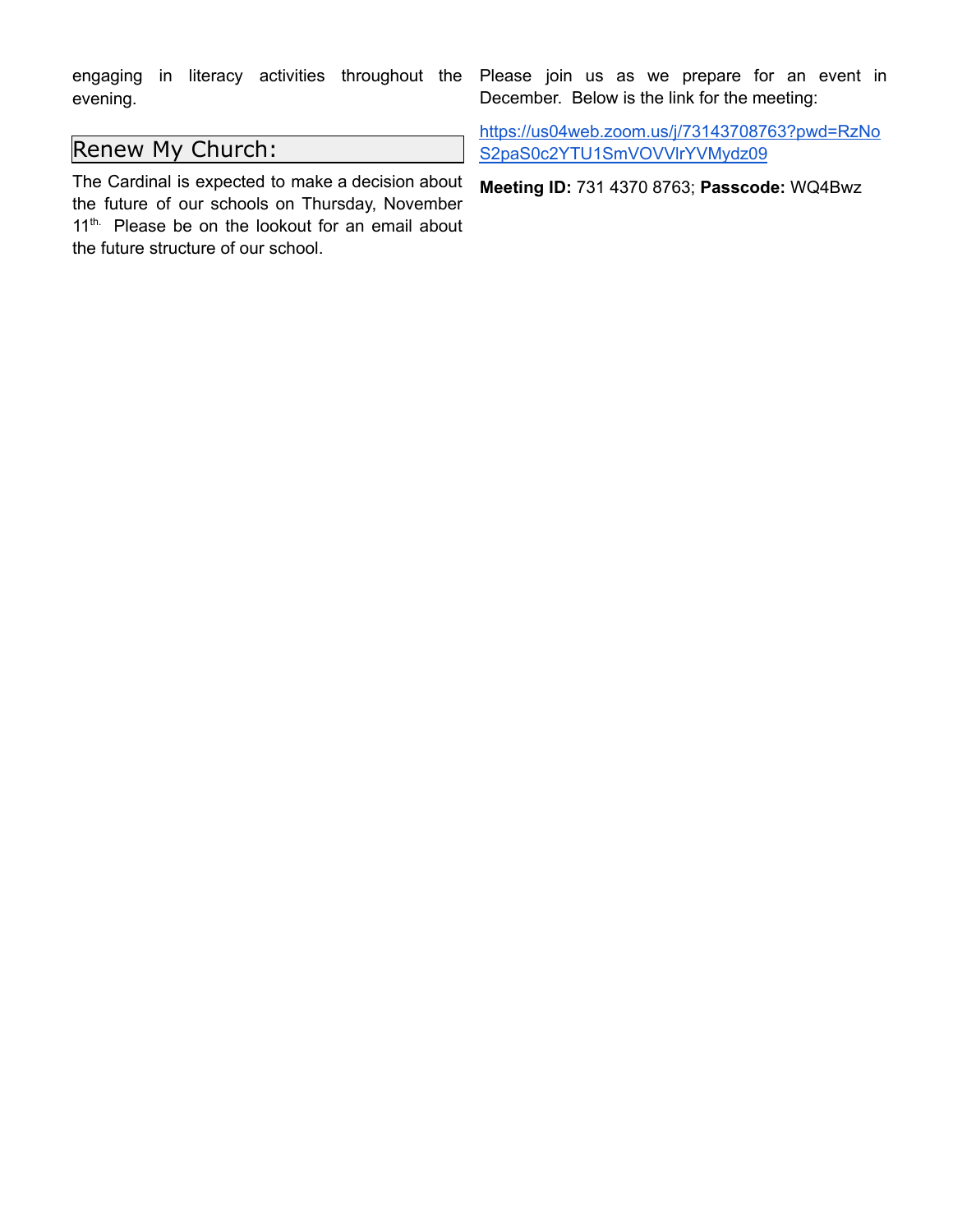engaging in literacy activities throughout the evening.

## Renew My Church:

The Cardinal is expected to make a decision about the future of our schools on Thursday, November 11th. Please be on the lookout for an email about the future structure of our school.

Please join us as we prepare for an event in December. Below is the link for the meeting:

https://us04web.zoom.us/j/73143708763?pwd=RzNoS2paS0c2YTU1SmVOVVlrYVMydz09

**Meeting ID:** 731 4370 8763; **Passcode:** WQ4Bwz